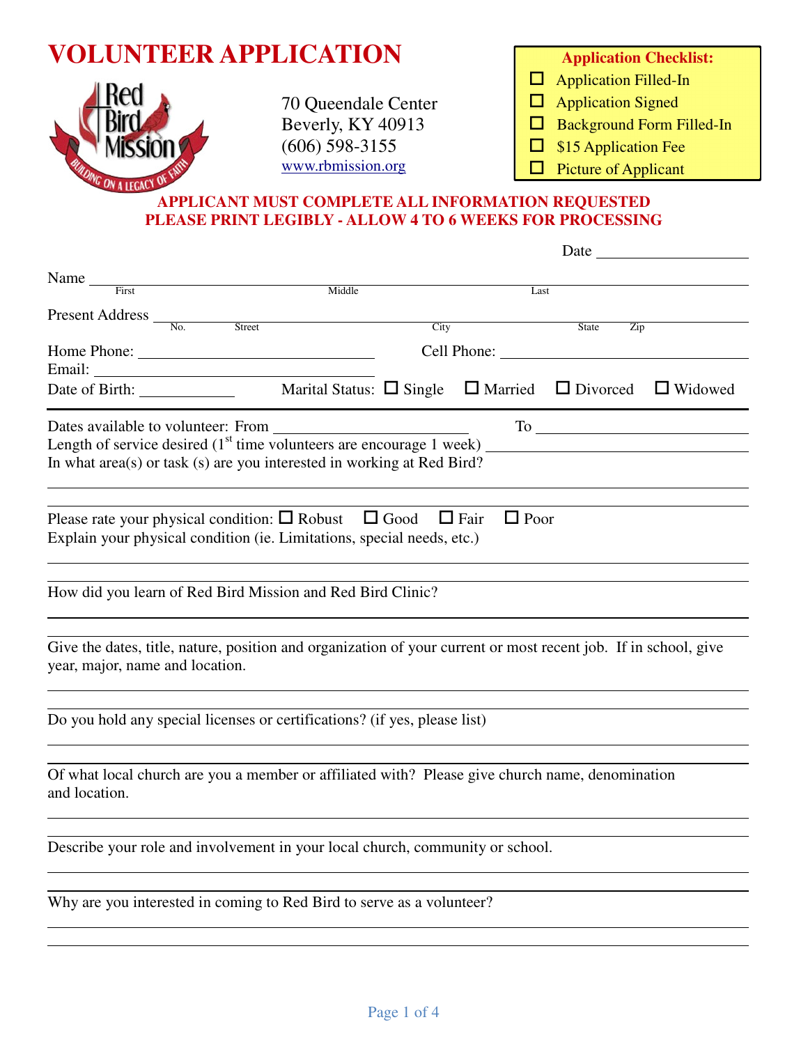# VOLUNTEER APPLICATION

Red Bird Mission
BUILDING ON A LEGACY OF FAITH

70 Queendale Center
Beverly, KY 40913
(606) 598-3155
www.rbmission.org

**Application Checklist:**

- ☐ Application Filled-In
- ☐ Application Signed
- ☐ Background Form Filled-In
- ☐ $15 Application Fee
- ☐ Picture of Applicant

**APPLICANT MUST COMPLETE ALL INFORMATION REQUESTED**
**PLEASE PRINT LEGIBLY - ALLOW 4 TO 6 WEEKS FOR PROCESSING**

Date ____________________

Name ______________________________________________________________
First Middle Last

Present Address ______________________________________________________
No. Street City State Zip

Home Phone: ______________________ Cell Phone: ______________________

Email: ______________________

Date of Birth: ____________ Marital Status: ☐ Single ☐ Married ☐ Divorced ☐ Widowed

---

Dates available to volunteer: From ______________________ To ______________________

Length of service desired (1st time volunteers are encourage 1 week) ______________________

In what area(s) or task (s) are you interested in working at Red Bird?

______________________________________________________________

______________________________________________________________

Please rate your physical condition: ☐ Robust ☐ Good ☐ Fair ☐ Poor

Explain your physical condition (ie. Limitations, special needs, etc.)

______________________________________________________________

______________________________________________________________

How did you learn of Red Bird Mission and Red Bird Clinic?

______________________________________________________________

______________________________________________________________

Give the dates, title, nature, position and organization of your current or most recent job. If in school, give year, major, name and location.

______________________________________________________________

______________________________________________________________

Do you hold any special licenses or certifications? (if yes, please list)

______________________________________________________________

______________________________________________________________

Of what local church are you a member or affiliated with? Please give church name, denomination and location.

______________________________________________________________

______________________________________________________________

Describe your role and involvement in your local church, community or school.

______________________________________________________________

______________________________________________________________

Why are you interested in coming to Red Bird to serve as a volunteer?

______________________________________________________________

______________________________________________________________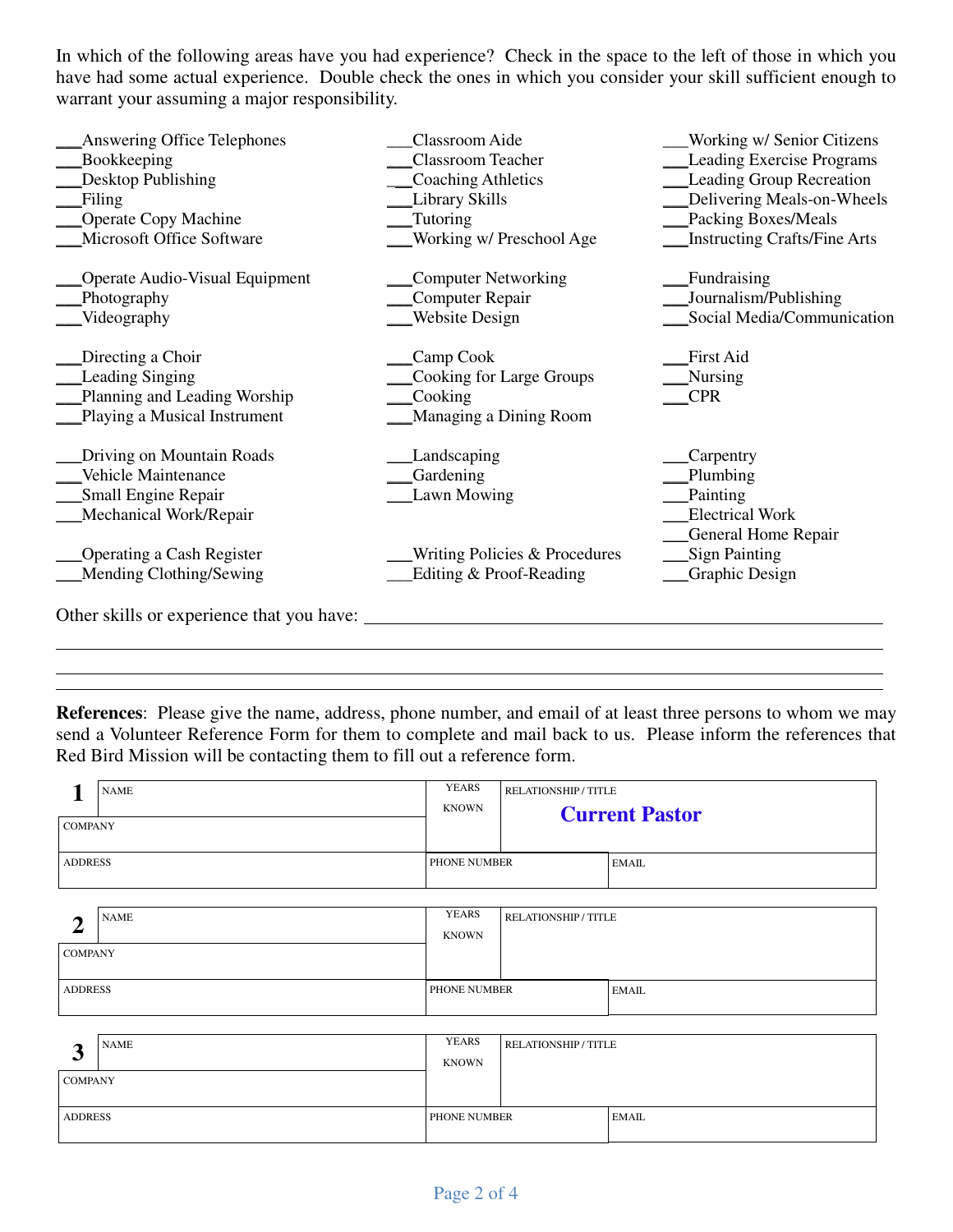In which of the following areas have you had experience? Check in the space to the left of those in which you have had some actual experience. Double check the ones in which you consider your skill sufficient enough to warrant your assuming a major responsibility.

___Answering Office Telephones
___Bookkeeping
___Desktop Publishing
___Filing
___Operate Copy Machine
___Microsoft Office Software

___Operate Audio-Visual Equipment
___Photography
___Videography

___Directing a Choir
___Leading Singing
___Planning and Leading Worship
___Playing a Musical Instrument

___Driving on Mountain Roads
___Vehicle Maintenance
___Small Engine Repair
___Mechanical Work/Repair

___Operating a Cash Register
___Mending Clothing/Sewing

___Classroom Aide
___Classroom Teacher
___Coaching Athletics
___Library Skills
___Tutoring
___Working w/ Preschool Age

___Computer Networking
___Computer Repair
___Website Design

___Camp Cook
___Cooking for Large Groups
___Cooking
___Managing a Dining Room

___Landscaping
___Gardening
___Lawn Mowing

___Writing Policies & Procedures
___Editing & Proof-Reading

___Working w/ Senior Citizens
___Leading Exercise Programs
___Leading Group Recreation
___Delivering Meals-on-Wheels
___Packing Boxes/Meals
___Instructing Crafts/Fine Arts

___Fundraising
___Journalism/Publishing
___Social Media/Communication

___First Aid
___Nursing
___CPR

___Carpentry
___Plumbing
___Painting
___Electrical Work
___General Home Repair
___Sign Painting
___Graphic Design

Other skills or experience that you have: ____________________________________________

______________________________________________________________________

______________________________________________________________________

______________________________________________________________________

**References**: Please give the name, address, phone number, and email of at least three persons to whom we may send a Volunteer Reference Form for them to complete and mail back to us. Please inform the references that Red Bird Mission will be contacting them to fill out a reference form.

| | | | |
|---|---|---|---|
| **1** NAME | YEARS KNOWN | RELATIONSHIP / TITLE **Current Pastor** | |
| COMPANY | | | |
| ADDRESS | PHONE NUMBER | | EMAIL |

| | | | |
|---|---|---|---|
| **2** NAME | YEARS KNOWN | RELATIONSHIP / TITLE | |
| COMPANY | | | |
| ADDRESS | PHONE NUMBER | | EMAIL |

| | | | |
|---|---|---|---|
| **3** NAME | YEARS KNOWN | RELATIONSHIP / TITLE | |
| COMPANY | | | |
| ADDRESS | PHONE NUMBER | | EMAIL |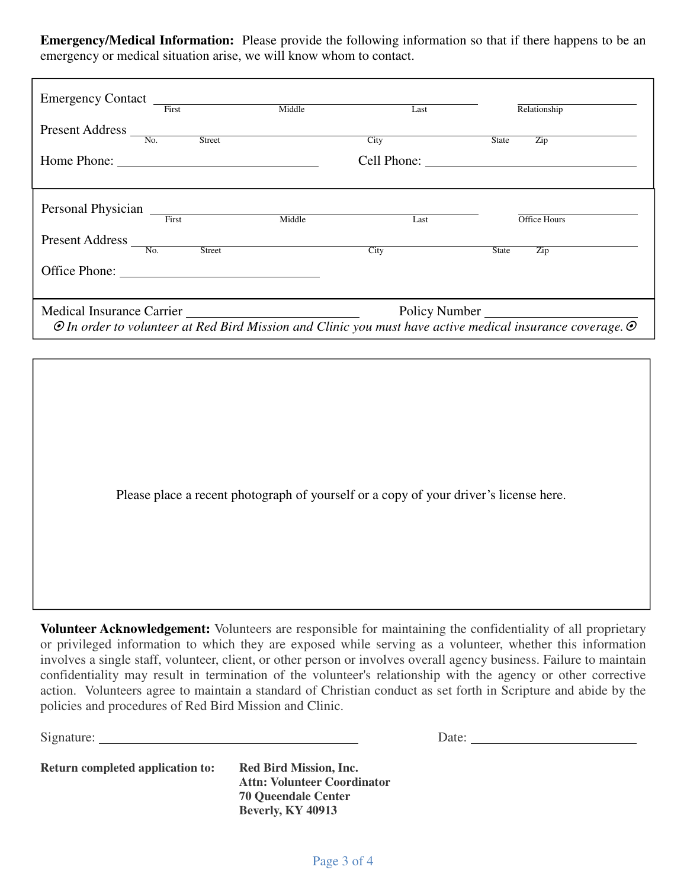**Emergency/Medical Information:** Please provide the following information so that if there happens to be an emergency or medical situation arise, we will know whom to contact.

Emergency Contact ______________________________ ______________
First Middle Last Relationship

Present Address ______________________________________________
No. Street City State Zip

Home Phone: ____________________ Cell Phone: ____________________

Personal Physician ______________________________ ______________
First Middle Last Office Hours

Present Address ______________________________________________
No. Street City State Zip

Office Phone: ____________________

Medical Insurance Carrier ____________________ Policy Number ____________________

⊙ *In order to volunteer at Red Bird Mission and Clinic you must have active medical insurance coverage.* ⊙

Please place a recent photograph of yourself or a copy of your driver's license here.

**Volunteer Acknowledgement:** Volunteers are responsible for maintaining the confidentiality of all proprietary or privileged information to which they are exposed while serving as a volunteer, whether this information involves a single staff, volunteer, client, or other person or involves overall agency business. Failure to maintain confidentiality may result in termination of the volunteer's relationship with the agency or other corrective action. Volunteers agree to maintain a standard of Christian conduct as set forth in Scripture and abide by the policies and procedures of Red Bird Mission and Clinic.

Signature: ______________________________ Date: ____________________

**Return completed application to:**

**Red Bird Mission, Inc.**
**Attn: Volunteer Coordinator**
**70 Queendale Center**
**Beverly, KY 40913**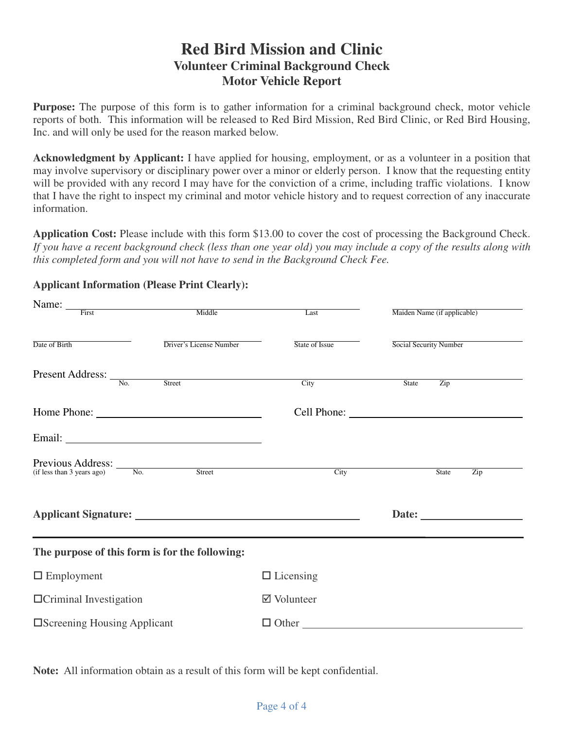# Red Bird Mission and Clinic

## Volunteer Criminal Background Check

## Motor Vehicle Report

**Purpose:** The purpose of this form is to gather information for a criminal background check, motor vehicle reports of both. This information will be released to Red Bird Mission, Red Bird Clinic, or Red Bird Housing, Inc. and will only be used for the reason marked below.

**Acknowledgment by Applicant:** I have applied for housing, employment, or as a volunteer in a position that may involve supervisory or disciplinary power over a minor or elderly person. I know that the requesting entity will be provided with any record I may have for the conviction of a crime, including traffic violations. I know that I have the right to inspect my criminal and motor vehicle history and to request correction of any inaccurate information.

**Application Cost:** Please include with this form $13.00 to cover the cost of processing the Background Check. *If you have a recent background check (less than one year old) you may include a copy of the results along with this completed form and you will not have to send in the Background Check Fee.*

**Applicant Information (Please Print Clearly):**

Name: ______________________________________________ ____________________
First Middle Last Maiden Name (if applicable)

____________ ____________ ____________ ____________
Date of Birth Driver's License Number State of Issue Social Security Number

Present Address: ______________________________________________
No. Street City State Zip

Home Phone: ____________________ Cell Phone: ____________________

Email: ____________________

Previous Address: ______________________________________________
(if less than 3 years ago) No. Street City State Zip

**Applicant Signature:** ______________________________ **Date:** ____________

---

**The purpose of this form is for the following:**

- ☐ Employment
- ☐ Licensing
- ☐ Criminal Investigation
- ☑ Volunteer
- ☐ Screening Housing Applicant
- ☐ Other ____________________

**Note:** All information obtain as a result of this form will be kept confidential.